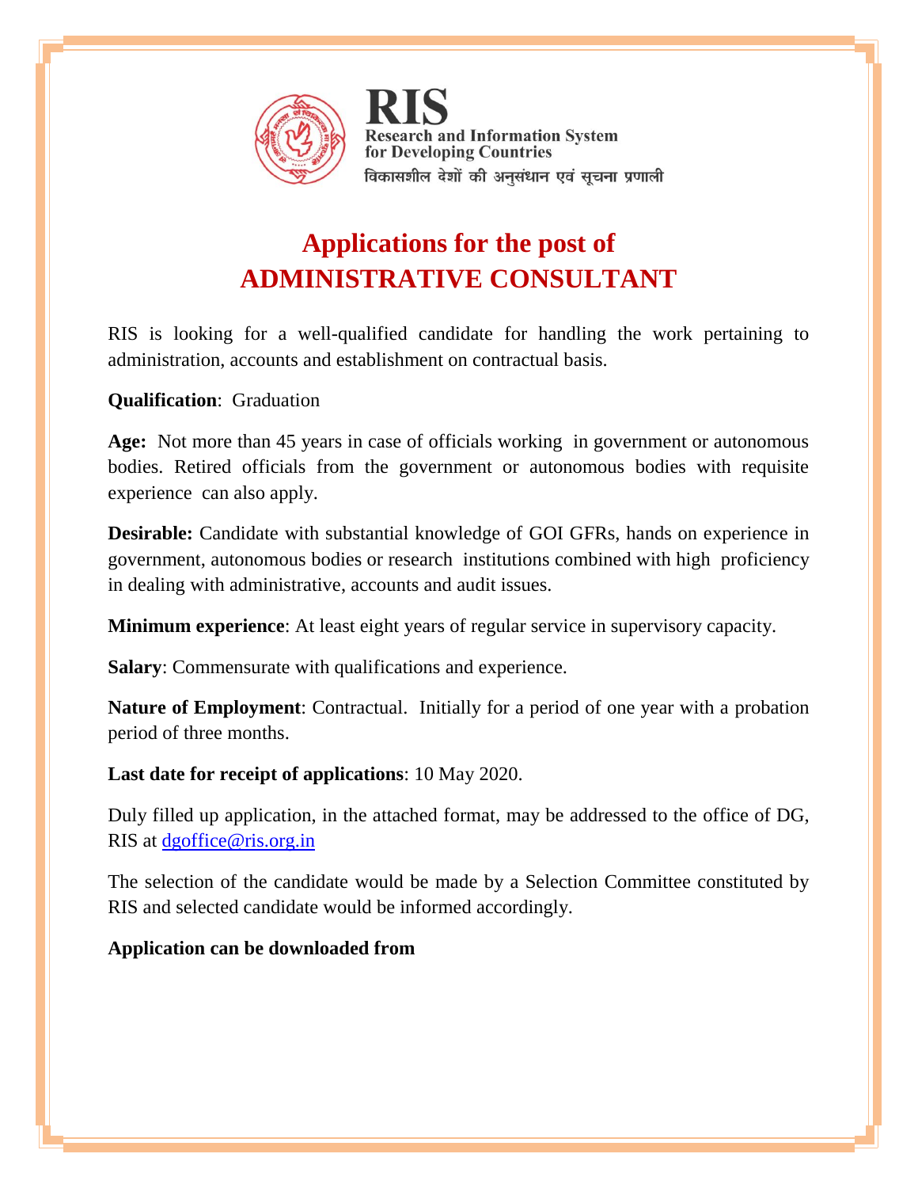**RIS**
**Research and Information System for Developing Countries**
विकासशील देशों की अनुसंधान एवं सूचना प्रणाली

# Applications for the post of ADMINISTRATIVE CONSULTANT

RIS is looking for a well-qualified candidate for handling the work pertaining to administration, accounts and establishment on contractual basis.

**Qualification**: Graduation

**Age:** Not more than 45 years in case of officials working in government or autonomous bodies. Retired officials from the government or autonomous bodies with requisite experience can also apply.

**Desirable:** Candidate with substantial knowledge of GOI GFRs, hands on experience in government, autonomous bodies or research institutions combined with high proficiency in dealing with administrative, accounts and audit issues.

**Minimum experience**: At least eight years of regular service in supervisory capacity.

**Salary**: Commensurate with qualifications and experience.

**Nature of Employment**: Contractual. Initially for a period of one year with a probation period of three months.

**Last date for receipt of applications**: 10 May 2020.

Duly filled up application, in the attached format, may be addressed to the office of DG, RIS at dgoffice@ris.org.in

The selection of the candidate would be made by a Selection Committee constituted by RIS and selected candidate would be informed accordingly.

**Application can be downloaded from**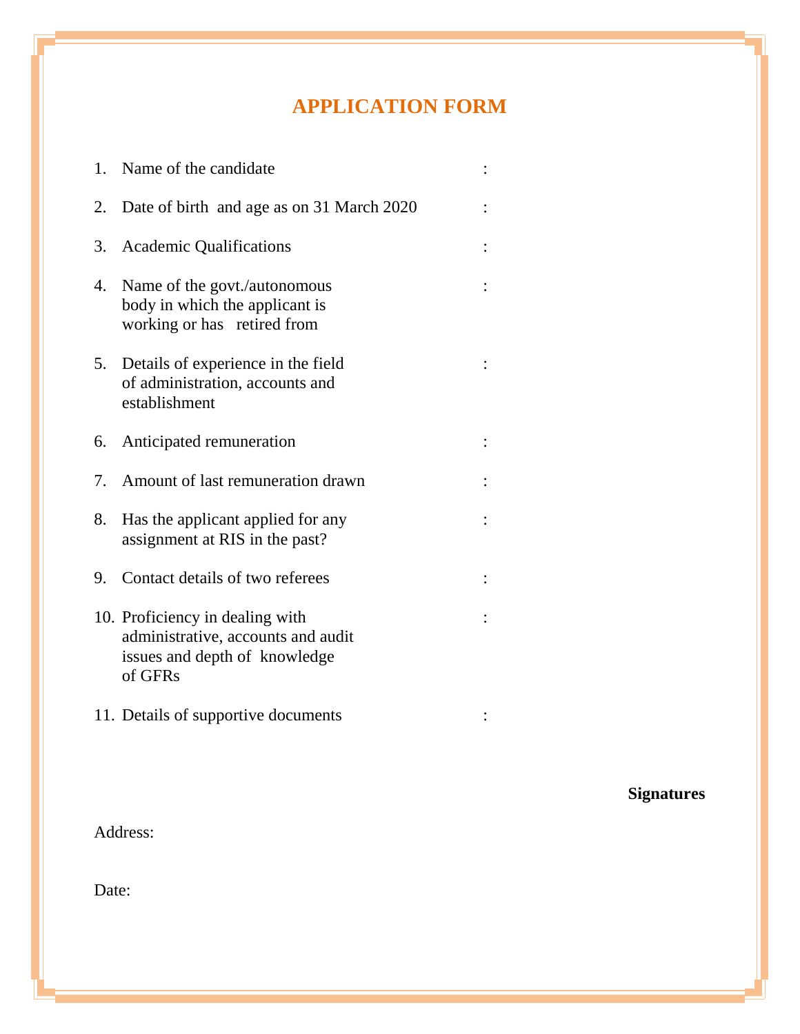# APPLICATION FORM

1. Name of the candidate :
2. Date of birth and age as on 31 March 2020 :
3. Academic Qualifications :
4. Name of the govt./autonomous body in which the applicant is working or has retired from :
5. Details of experience in the field of administration, accounts and establishment :
6. Anticipated remuneration :
7. Amount of last remuneration drawn :
8. Has the applicant applied for any assignment at RIS in the past? :
9. Contact details of two referees :
10. Proficiency in dealing with administrative, accounts and audit issues and depth of knowledge of GFRs :
11. Details of supportive documents :

**Signatures**

Address:

Date: